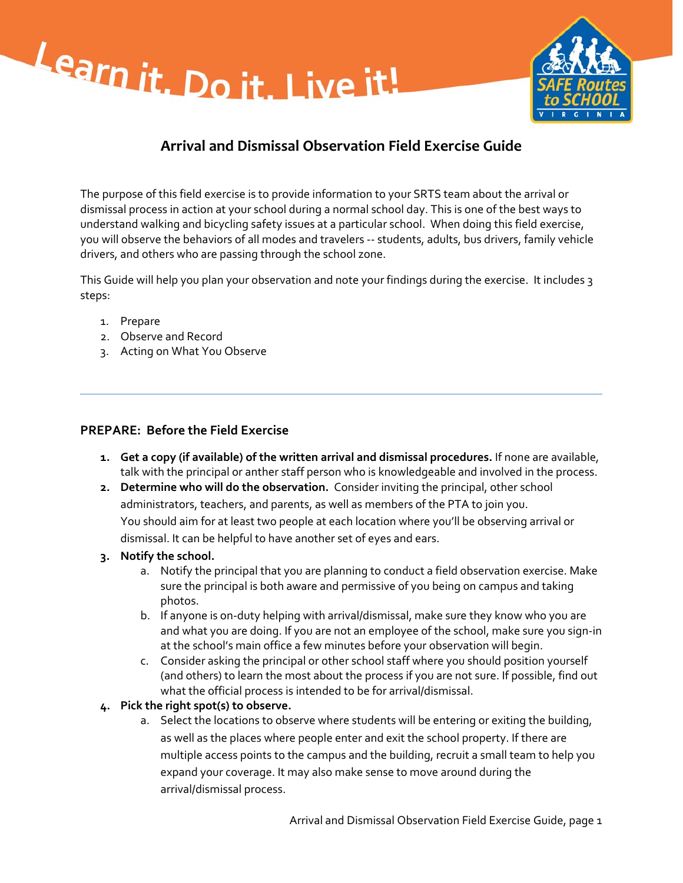Learn it. Do it. Live it!

SAFE Routes to SCHOOL VIRGINIA

# Arrival and Dismissal Observation Field Exercise Guide

The purpose of this field exercise is to provide information to your SRTS team about the arrival or dismissal process in action at your school during a normal school day. This is one of the best ways to understand walking and bicycling safety issues at a particular school. When doing this field exercise, you will observe the behaviors of all modes and travelers -- students, adults, bus drivers, family vehicle drivers, and others who are passing through the school zone.

This Guide will help you plan your observation and note your findings during the exercise. It includes 3 steps:

1. Prepare
2. Observe and Record
3. Acting on What You Observe

---

## PREPARE: Before the Field Exercise

1. **Get a copy (if available) of the written arrival and dismissal procedures.** If none are available, talk with the principal or anther staff person who is knowledgeable and involved in the process.
2. **Determine who will do the observation.** Consider inviting the principal, other school administrators, teachers, and parents, as well as members of the PTA to join you. You should aim for at least two people at each location where you'll be observing arrival or dismissal. It can be helpful to have another set of eyes and ears.
3. **Notify the school.**
   a. Notify the principal that you are planning to conduct a field observation exercise. Make sure the principal is both aware and permissive of you being on campus and taking photos.
   b. If anyone is on-duty helping with arrival/dismissal, make sure they know who you are and what you are doing. If you are not an employee of the school, make sure you sign-in at the school's main office a few minutes before your observation will begin.
   c. Consider asking the principal or other school staff where you should position yourself (and others) to learn the most about the process if you are not sure. If possible, find out what the official process is intended to be for arrival/dismissal.
4. **Pick the right spot(s) to observe.**
   a. Select the locations to observe where students will be entering or exiting the building, as well as the places where people enter and exit the school property. If there are multiple access points to the campus and the building, recruit a small team to help you expand your coverage. It may also make sense to move around during the arrival/dismissal process.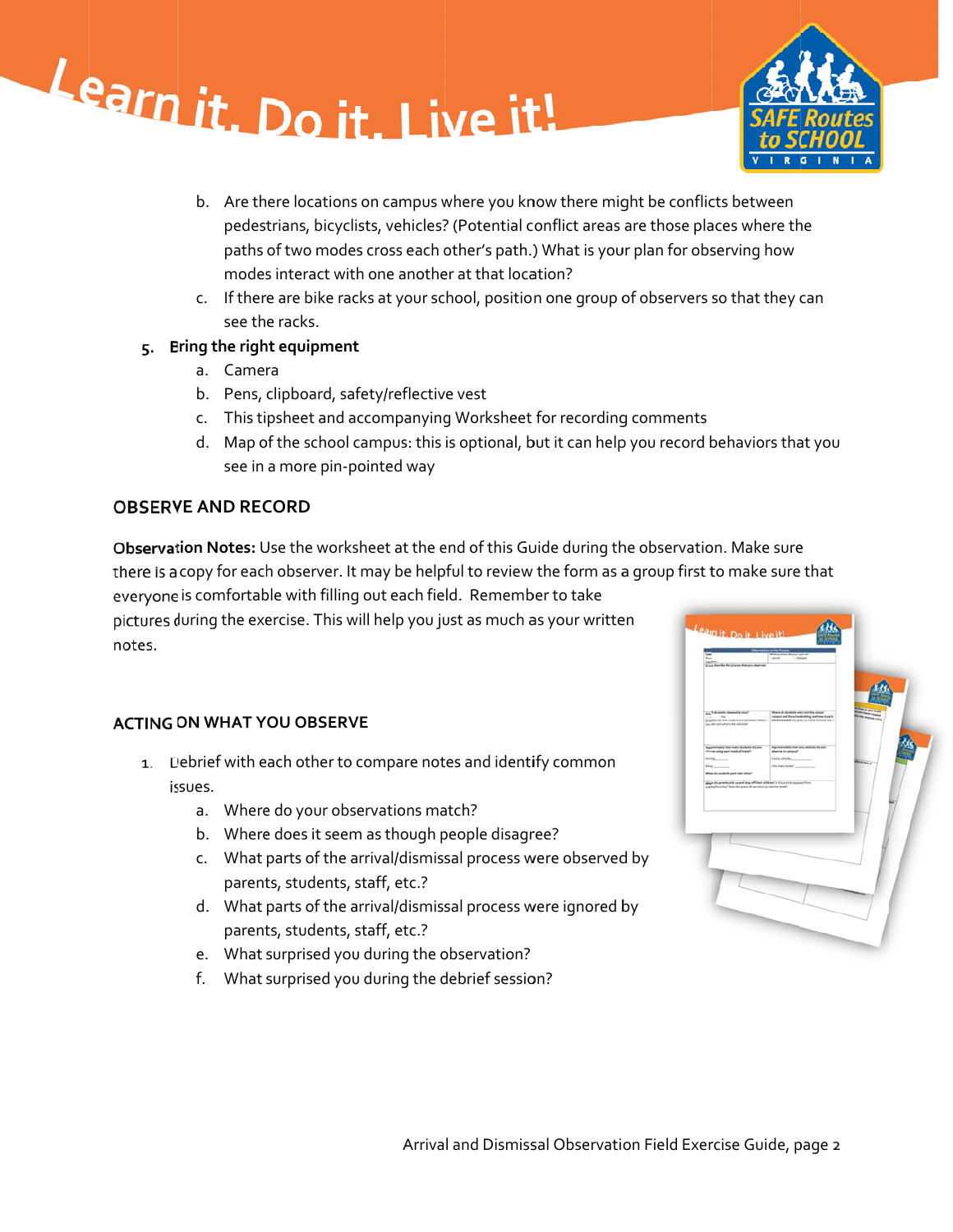b. Are there locations on campus where you know there might be conflicts between pedestrians, bicyclists, vehicles? (Potential conflict areas are those places where the paths of two modes cross each other's path.) What is your plan for observing how modes interact with one another at that location?
   c. If there are bike racks at your school, position one group of observers so that they can see the racks.

5. **Bring the right equipment**
   a. Camera
   b. Pens, clipboard, safety/reflective vest
   c. This tipsheet and accompanying Worksheet for recording comments
   d. Map of the school campus: this is optional, but it can help you record behaviors that you see in a more pin-pointed way

## OBSERVE AND RECORD

**Observation Notes:** Use the worksheet at the end of this Guide during the observation. Make sure there is a copy for each observer. It may be helpful to review the form as a group first to make sure that everyone is comfortable with filling out each field. Remember to take pictures during the exercise. This will help you just as much as your written notes.

## ACTING ON WHAT YOU OBSERVE

1. Debrief with each other to compare notes and identify common issues.
   a. Where do your observations match?
   b. Where does it seem as though people disagree?
   c. What parts of the arrival/dismissal process were observed by parents, students, staff, etc.?
   d. What parts of the arrival/dismissal process were ignored by parents, students, staff, etc.?
   e. What surprised you during the observation?
   f. What surprised you during the debrief session?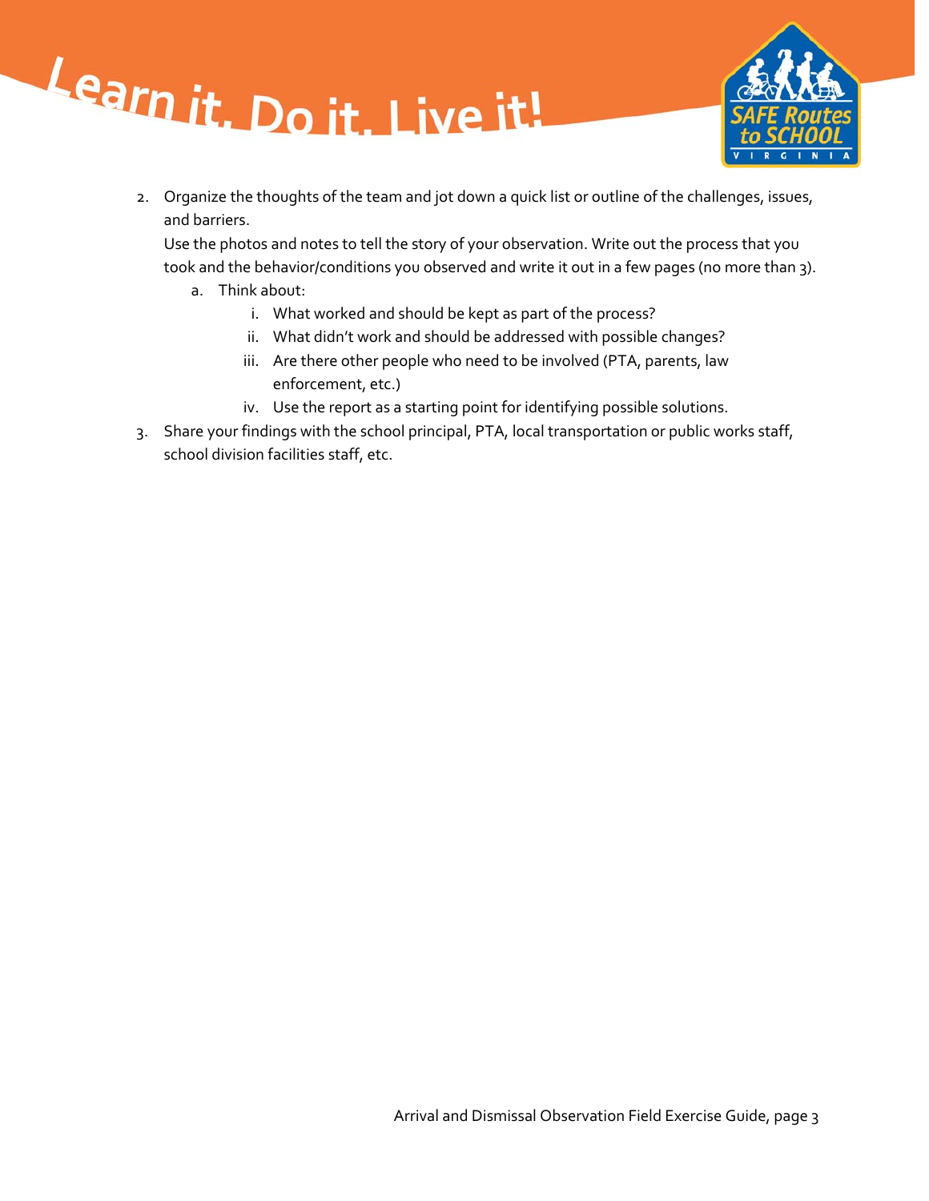2. Organize the thoughts of the team and jot down a quick list or outline of the challenges, issues, and barriers.
   Use the photos and notes to tell the story of your observation. Write out the process that you took and the behavior/conditions you observed and write it out in a few pages (no more than 3).
   a. Think about:
      i. What worked and should be kept as part of the process?
      ii. What didn't work and should be addressed with possible changes?
      iii. Are there other people who need to be involved (PTA, parents, law enforcement, etc.)
      iv. Use the report as a starting point for identifying possible solutions.
3. Share your findings with the school principal, PTA, local transportation or public works staff, school division facilities staff, etc.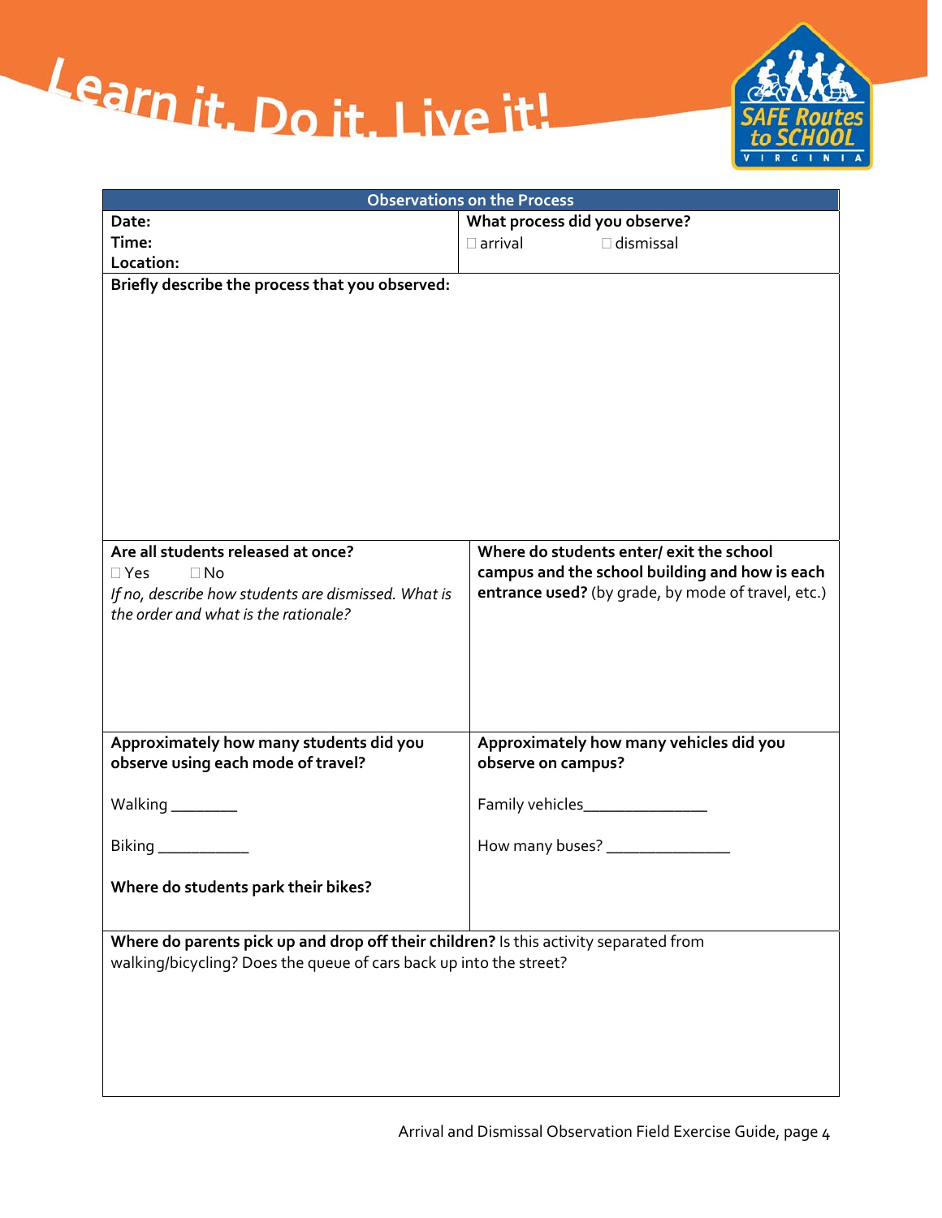## Observations on the Process

**Date:**
**Time:**
**Location:**

**What process did you observe?**
☐ arrival ☐ dismissal

**Briefly describe the process that you observed:**

**Are all students released at once?**
☐ Yes ☐ No
*If no, describe how students are dismissed. What is the order and what is the rationale?*

**Where do students enter/ exit the school campus and the school building and how is each entrance used?** (by grade, by mode of travel, etc.)

**Approximately how many students did you observe using each mode of travel?**

Walking ________

Biking ___________

**Where do students park their bikes?**

**Approximately how many vehicles did you observe on campus?**

Family vehicles_______________

How many buses? _______________

**Where do parents pick up and drop off their children?** Is this activity separated from walking/bicycling? Does the queue of cars back up into the street?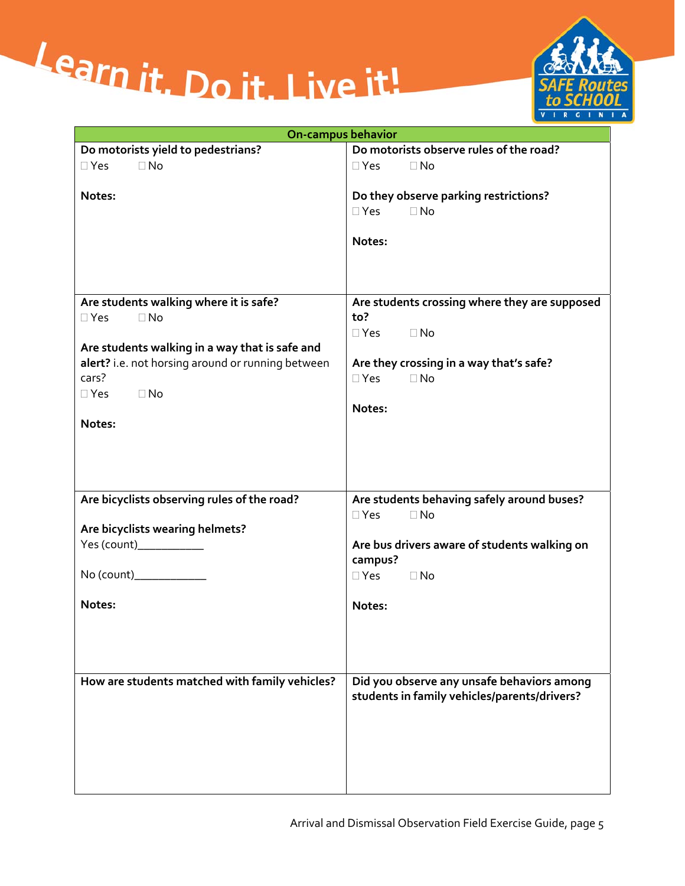## On-campus behavior

| On-campus behavior | |
|---|---|
| **Do motorists yield to pedestrians?**<br>☐ Yes ☐ No<br><br>**Notes:** | **Do motorists observe rules of the road?**<br>☐ Yes ☐ No<br><br>**Do they observe parking restrictions?**<br>☐ Yes ☐ No<br><br>**Notes:** |
| **Are students walking where it is safe?**<br>☐ Yes ☐ No<br><br>**Are students walking in a way that is safe and alert?** i.e. not horsing around or running between cars?<br>☐ Yes ☐ No<br><br>**Notes:** | **Are students crossing where they are supposed to?**<br>☐ Yes ☐ No<br><br>**Are they crossing in a way that's safe?**<br>☐ Yes ☐ No<br><br>**Notes:** |
| **Are bicyclists observing rules of the road?**<br><br>**Are bicyclists wearing helmets?**<br>Yes (count)___________<br><br>No (count)____________<br><br>**Notes:** | **Are students behaving safely around buses?**<br>☐ Yes ☐ No<br><br>**Are bus drivers aware of students walking on campus?**<br>☐ Yes ☐ No<br><br>**Notes:** |
| **How are students matched with family vehicles?** | **Did you observe any unsafe behaviors among students in family vehicles/parents/drivers?** |

Arrival and Dismissal Observation Field Exercise Guide, page 5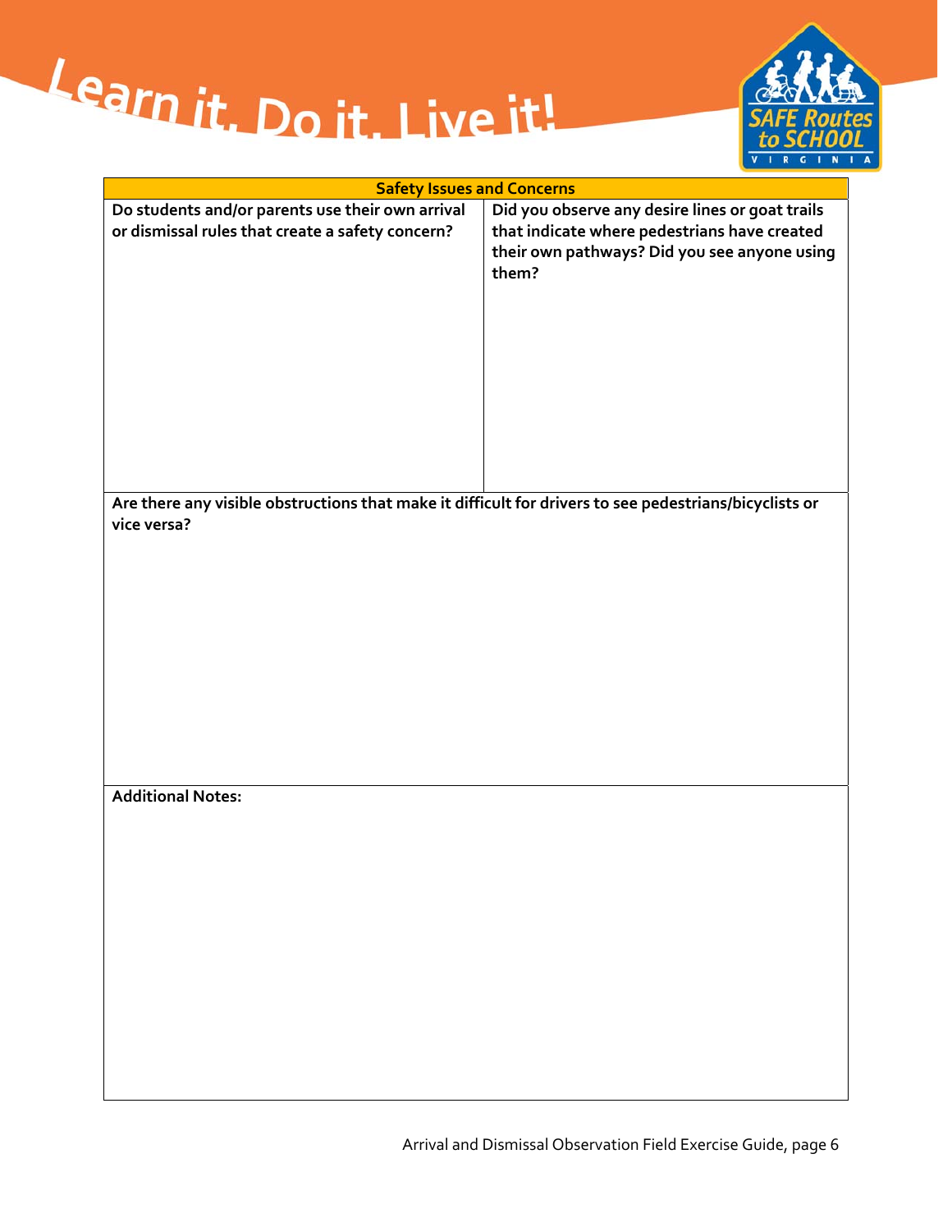Learn it. Do it. Live it!

| Safety Issues and Concerns | |
|---|---|
| **Do students and/or parents use their own arrival or dismissal rules that create a safety concern?** | **Did you observe any desire lines or goat trails that indicate where pedestrians have created their own pathways? Did you see anyone using them?** |
| **Are there any visible obstructions that make it difficult for drivers to see pedestrians/bicyclists or vice versa?** | |
| **Additional Notes:** | |

Arrival and Dismissal Observation Field Exercise Guide, page 6